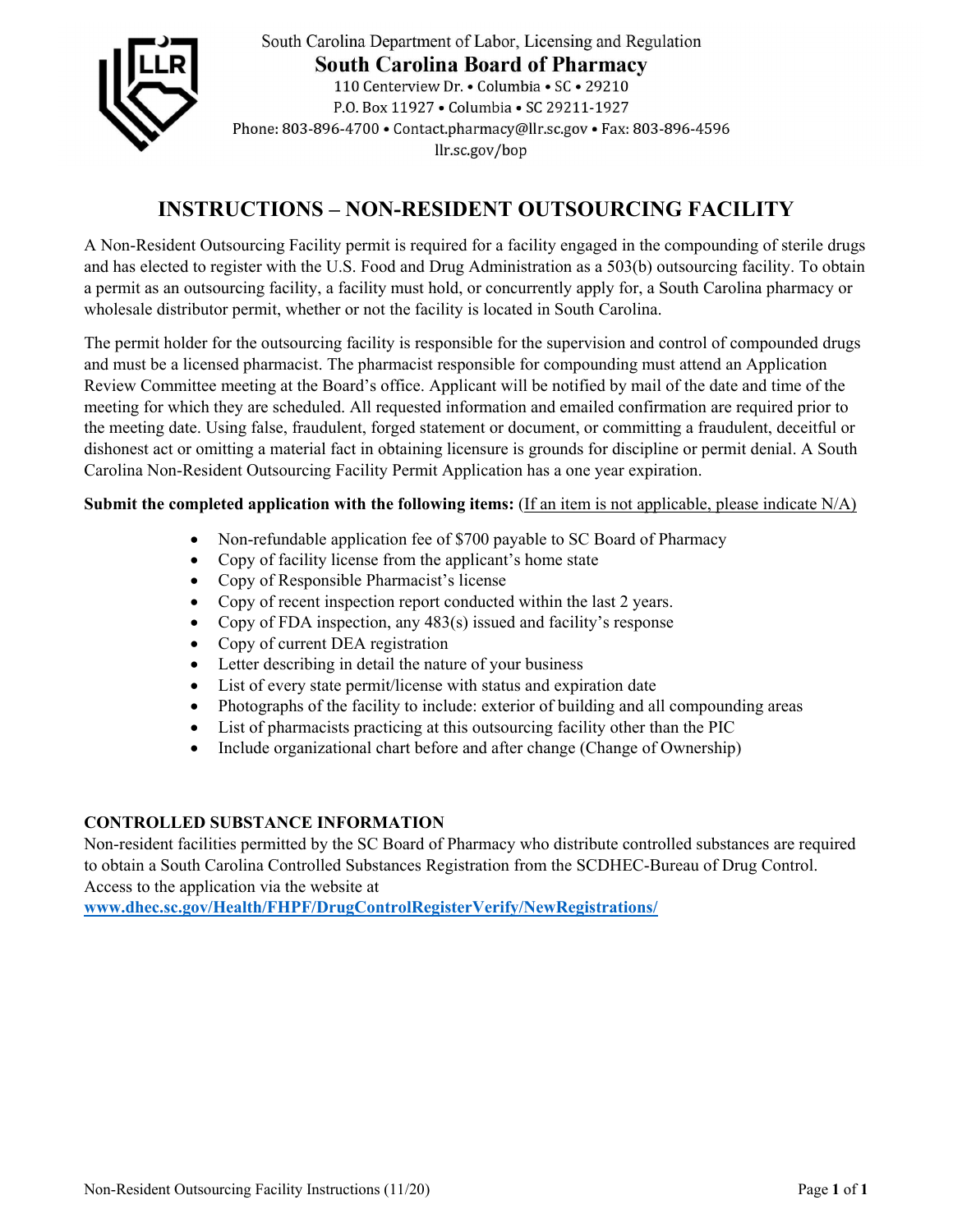South Carolina Department of Labor, Licensing and Regulation

**South Carolina Board of Pharmacy**

110 Centerview Dr. • Columbia • SC • 29210
P.O. Box 11927 • Columbia • SC 29211-1927
Phone: 803-896-4700 • Contact.pharmacy@llr.sc.gov • Fax: 803-896-4596
llr.sc.gov/bop

# INSTRUCTIONS – NON-RESIDENT OUTSOURCING FACILITY

A Non-Resident Outsourcing Facility permit is required for a facility engaged in the compounding of sterile drugs and has elected to register with the U.S. Food and Drug Administration as a 503(b) outsourcing facility. To obtain a permit as an outsourcing facility, a facility must hold, or concurrently apply for, a South Carolina pharmacy or wholesale distributor permit, whether or not the facility is located in South Carolina.

The permit holder for the outsourcing facility is responsible for the supervision and control of compounded drugs and must be a licensed pharmacist. The pharmacist responsible for compounding must attend an Application Review Committee meeting at the Board's office. Applicant will be notified by mail of the date and time of the meeting for which they are scheduled. All requested information and emailed confirmation are required prior to the meeting date. Using false, fraudulent, forged statement or document, or committing a fraudulent, deceitful or dishonest act or omitting a material fact in obtaining licensure is grounds for discipline or permit denial. A South Carolina Non-Resident Outsourcing Facility Permit Application has a one year expiration.

**Submit the completed application with the following items:** (If an item is not applicable, please indicate N/A)

- Non-refundable application fee of $700 payable to SC Board of Pharmacy
- Copy of facility license from the applicant's home state
- Copy of Responsible Pharmacist's license
- Copy of recent inspection report conducted within the last 2 years.
- Copy of FDA inspection, any 483(s) issued and facility's response
- Copy of current DEA registration
- Letter describing in detail the nature of your business
- List of every state permit/license with status and expiration date
- Photographs of the facility to include: exterior of building and all compounding areas
- List of pharmacists practicing at this outsourcing facility other than the PIC
- Include organizational chart before and after change (Change of Ownership)

**CONTROLLED SUBSTANCE INFORMATION**

Non-resident facilities permitted by the SC Board of Pharmacy who distribute controlled substances are required to obtain a South Carolina Controlled Substances Registration from the SCDHEC-Bureau of Drug Control. Access to the application via the website at **www.dhec.sc.gov/Health/FHPF/DrugControlRegisterVerify/NewRegistrations/**

Non-Resident Outsourcing Facility Instructions (11/20)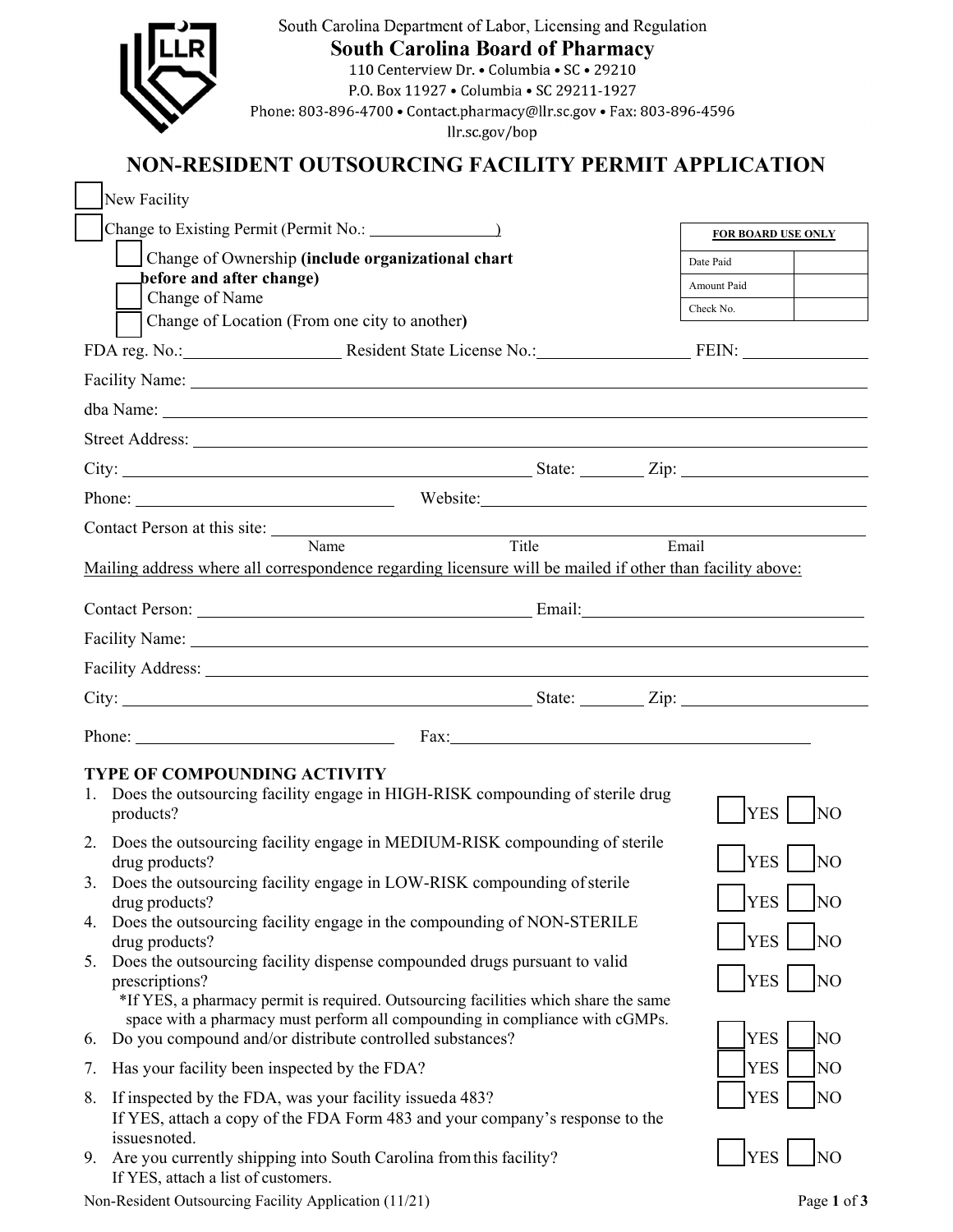South Carolina Department of Labor, Licensing and Regulation

**South Carolina Board of Pharmacy**

110 Centerview Dr. • Columbia • SC • 29210
P.O. Box 11927 • Columbia • SC 29211-1927
Phone: 803-896-4700 • Contact.pharmacy@llr.sc.gov • Fax: 803-896-4596
llr.sc.gov/bop

# NON-RESIDENT OUTSOURCING FACILITY PERMIT APPLICATION

☐ New Facility

☐ Change to Existing Permit (Permit No.: ______________)

- ☐ Change of Ownership **(include organizational chart before and after change)**
- ☐ Change of Name
- ☐ Change of Location (From one city to another)

| FOR BOARD USE ONLY | |
|---|---|
| Date Paid | |
| Amount Paid | |
| Check No. | |

FDA reg. No.: ______________ Resident State License No.: ______________ FEIN: ______________

Facility Name: ______________________________

dba Name: ______________________________

Street Address: ______________________________

City: ______________________ State: ________ Zip: ______________

Phone: ______________________ Website: ______________________

Contact Person at this site: ______________________________
Name Title Email

Mailing address where all correspondence regarding licensure will be mailed if other than facility above:

Contact Person: ______________________ Email: ______________________

Facility Name: ______________________________

Facility Address: ______________________________

City: ______________________ State: ________ Zip: ______________

Phone: ______________________ Fax: ______________________

### TYPE OF COMPOUNDING ACTIVITY

1. Does the outsourcing facility engage in HIGH-RISK compounding of sterile drug products? ☐ YES ☐ NO
2. Does the outsourcing facility engage in MEDIUM-RISK compounding of sterile drug products? ☐ YES ☐ NO
3. Does the outsourcing facility engage in LOW-RISK compounding of sterile drug products? ☐ YES ☐ NO
4. Does the outsourcing facility engage in the compounding of NON-STERILE drug products? ☐ YES ☐ NO
5. Does the outsourcing facility dispense compounded drugs pursuant to valid prescriptions? ☐ YES ☐ NO
   *If YES, a pharmacy permit is required. Outsourcing facilities which share the same space with a pharmacy must perform all compounding in compliance with cGMPs.
6. Do you compound and/or distribute controlled substances? ☐ YES ☐ NO
7. Has your facility been inspected by the FDA? ☐ YES ☐ NO
8. If inspected by the FDA, was your facility issued a 483? ☐ YES ☐ NO
   If YES, attach a copy of the FDA Form 483 and your company's response to the issues noted.
9. Are you currently shipping into South Carolina from this facility? ☐ YES ☐ NO
   If YES, attach a list of customers.

Non-Resident Outsourcing Facility Application (11/21)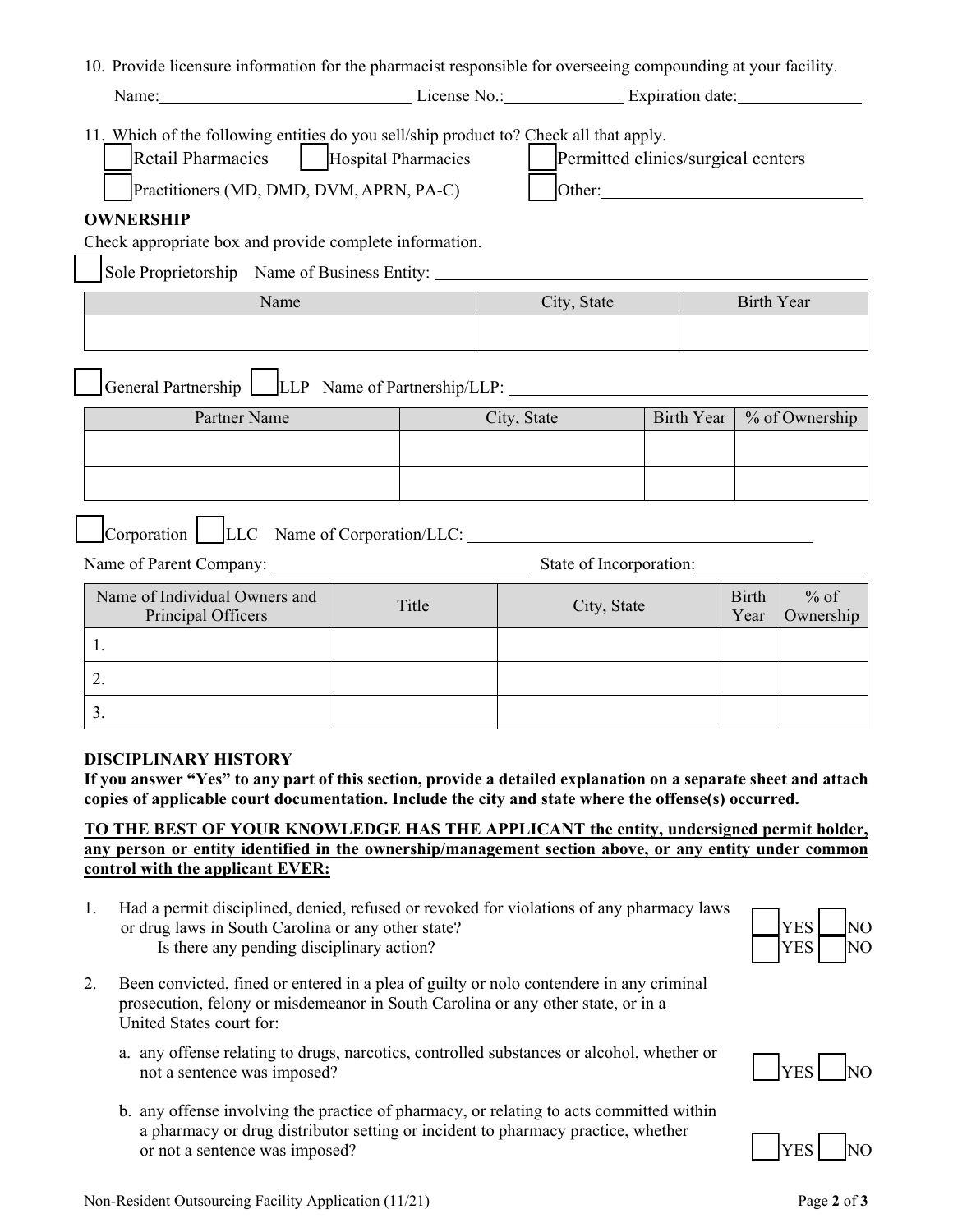10. Provide licensure information for the pharmacist responsible for overseeing compounding at your facility.

Name: ______________________ License No.: ____________ Expiration date: ____________

11. Which of the following entities do you sell/ship product to? Check all that apply.

☐ Retail Pharmacies ☐ Hospital Pharmacies ☐ Permitted clinics/surgical centers

☐ Practitioners (MD, DMD, DVM, APRN, PA-C) ☐ Other: ______________________

**OWNERSHIP**

Check appropriate box and provide complete information.

☐ Sole Proprietorship Name of Business Entity: ______________________

| Name | City, State | Birth Year |
|---|---|---|
| | | |

☐ General Partnership ☐ LLP Name of Partnership/LLP: ______________________

| Partner Name | City, State | Birth Year | % of Ownership |
|---|---|---|---|
| | | | |
| | | | |

☐ Corporation ☐ LLC Name of Corporation/LLC: ______________________

Name of Parent Company: ______________________ State of Incorporation: ______________

| Name of Individual Owners and Principal Officers | Title | City, State | Birth Year | % of Ownership |
|---|---|---|---|---|
| 1. | | | | |
| 2. | | | | |
| 3. | | | | |

**DISCIPLINARY HISTORY**

**If you answer "Yes" to any part of this section, provide a detailed explanation on a separate sheet and attach copies of applicable court documentation. Include the city and state where the offense(s) occurred.**

**TO THE BEST OF YOUR KNOWLEDGE HAS THE APPLICANT the entity, undersigned permit holder, any person or entity identified in the ownership/management section above, or any entity under common control with the applicant EVER:**

1. Had a permit disciplined, denied, refused or revoked for violations of any pharmacy laws or drug laws in South Carolina or any other state? ☐ YES ☐ NO
   
   Is there any pending disciplinary action? ☐ YES ☐ NO

2. Been convicted, fined or entered in a plea of guilty or nolo contendere in any criminal prosecution, felony or misdemeanor in South Carolina or any other state, or in a United States court for:

   a. any offense relating to drugs, narcotics, controlled substances or alcohol, whether or not a sentence was imposed? ☐ YES ☐ NO

   b. any offense involving the practice of pharmacy, or relating to acts committed within a pharmacy or drug distributor setting or incident to pharmacy practice, whether or not a sentence was imposed? ☐ YES ☐ NO

Non-Resident Outsourcing Facility Application (11/21)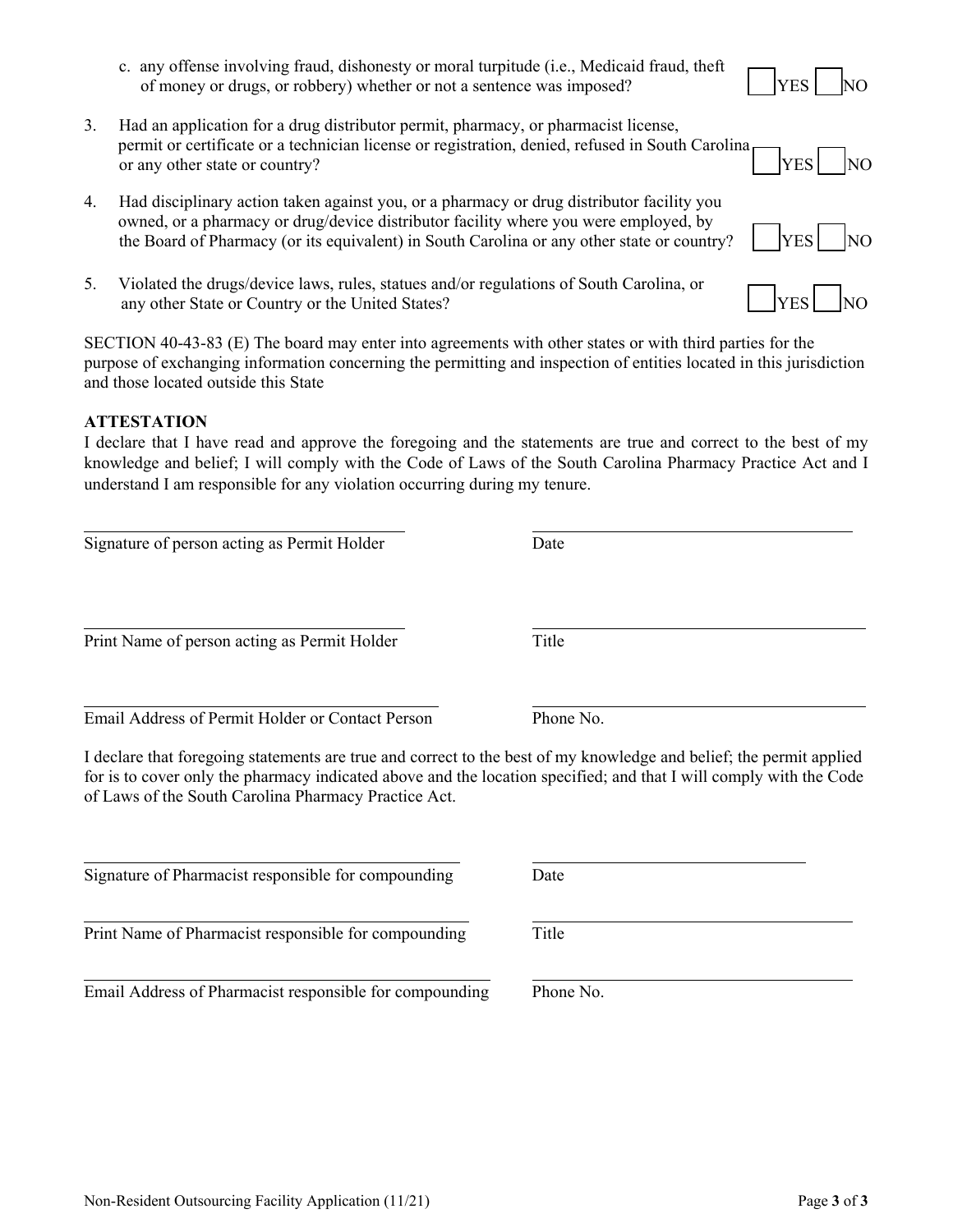c. any offense involving fraud, dishonesty or moral turpitude (i.e., Medicaid fraud, theft of money or drugs, or robbery) whether or not a sentence was imposed? ☐ YES ☐ NO

3. Had an application for a drug distributor permit, pharmacy, or pharmacist license, permit or certificate or a technician license or registration, denied, refused in South Carolina or any other state or country? ☐ YES ☐ NO

4. Had disciplinary action taken against you, or a pharmacy or drug distributor facility you owned, or a pharmacy or drug/device distributor facility where you were employed, by the Board of Pharmacy (or its equivalent) in South Carolina or any other state or country? ☐ YES ☐ NO

5. Violated the drugs/device laws, rules, statues and/or regulations of South Carolina, or any other State or Country or the United States? ☐ YES ☐ NO

SECTION 40-43-83 (E) The board may enter into agreements with other states or with third parties for the purpose of exchanging information concerning the permitting and inspection of entities located in this jurisdiction and those located outside this State

**ATTESTATION**

I declare that I have read and approve the foregoing and the statements are true and correct to the best of my knowledge and belief; I will comply with the Code of Laws of the South Carolina Pharmacy Practice Act and I understand I am responsible for any violation occurring during my tenure.

\_\_\_\_\_\_\_\_\_\_\_\_\_\_\_\_\_\_\_\_\_\_\_\_\_\_\_\_\_\_\_\_\_\_\_\_ \_\_\_\_\_\_\_\_\_\_\_\_\_\_\_\_\_\_\_\_\_\_\_\_\_\_\_\_\_\_\_\_\_\_\_\_

Signature of person acting as Permit Holder Date

\_\_\_\_\_\_\_\_\_\_\_\_\_\_\_\_\_\_\_\_\_\_\_\_\_\_\_\_\_\_\_\_\_\_\_\_ \_\_\_\_\_\_\_\_\_\_\_\_\_\_\_\_\_\_\_\_\_\_\_\_\_\_\_\_\_\_\_\_\_\_\_\_

Print Name of person acting as Permit Holder Title

\_\_\_\_\_\_\_\_\_\_\_\_\_\_\_\_\_\_\_\_\_\_\_\_\_\_\_\_\_\_\_\_\_\_\_\_ \_\_\_\_\_\_\_\_\_\_\_\_\_\_\_\_\_\_\_\_\_\_\_\_\_\_\_\_\_\_\_\_\_\_\_\_

Email Address of Permit Holder or Contact Person Phone No.

I declare that foregoing statements are true and correct to the best of my knowledge and belief; the permit applied for is to cover only the pharmacy indicated above and the location specified; and that I will comply with the Code of Laws of the South Carolina Pharmacy Practice Act.

\_\_\_\_\_\_\_\_\_\_\_\_\_\_\_\_\_\_\_\_\_\_\_\_\_\_\_\_\_\_\_\_\_\_\_\_ \_\_\_\_\_\_\_\_\_\_\_\_\_\_\_\_\_\_\_\_\_\_\_\_\_\_\_\_\_\_\_\_\_\_\_\_

Signature of Pharmacist responsible for compounding Date

\_\_\_\_\_\_\_\_\_\_\_\_\_\_\_\_\_\_\_\_\_\_\_\_\_\_\_\_\_\_\_\_\_\_\_\_ \_\_\_\_\_\_\_\_\_\_\_\_\_\_\_\_\_\_\_\_\_\_\_\_\_\_\_\_\_\_\_\_\_\_\_\_

Print Name of Pharmacist responsible for compounding Title

\_\_\_\_\_\_\_\_\_\_\_\_\_\_\_\_\_\_\_\_\_\_\_\_\_\_\_\_\_\_\_\_\_\_\_\_ \_\_\_\_\_\_\_\_\_\_\_\_\_\_\_\_\_\_\_\_\_\_\_\_\_\_\_\_\_\_\_\_\_\_\_\_

Email Address of Pharmacist responsible for compounding Phone No.

Non-Resident Outsourcing Facility Application (11/21)